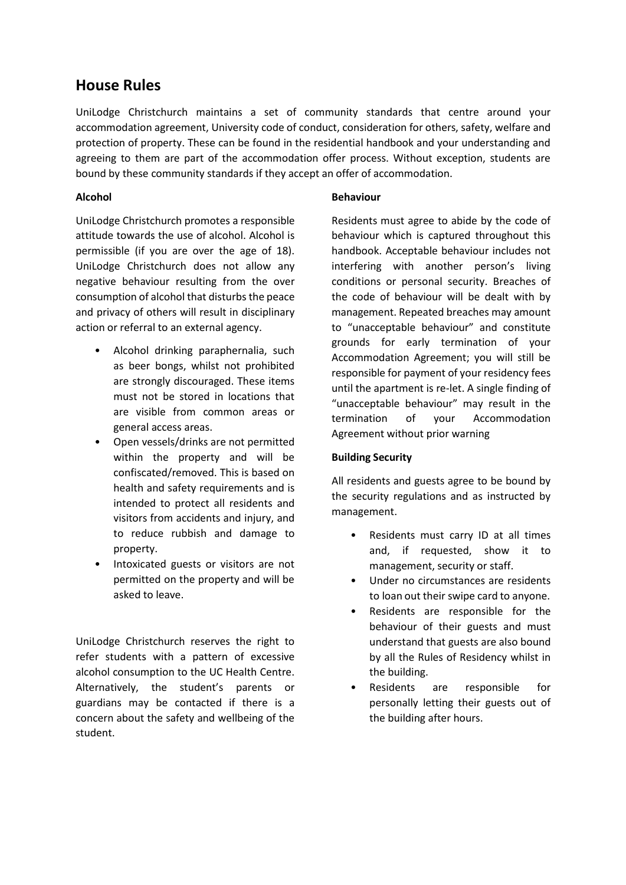# House Rules

UniLodge Christchurch maintains a set of community standards that centre around your accommodation agreement, University code of conduct, consideration for others, safety, welfare and protection of property. These can be found in the residential handbook and your understanding and agreeing to them are part of the accommodation offer process. Without exception, students are bound by these community standards if they accept an offer of accommodation.

**Alcohol**

UniLodge Christchurch promotes a responsible attitude towards the use of alcohol. Alcohol is permissible (if you are over the age of 18). UniLodge Christchurch does not allow any negative behaviour resulting from the over consumption of alcohol that disturbs the peace and privacy of others will result in disciplinary action or referral to an external agency.

- Alcohol drinking paraphernalia, such as beer bongs, whilst not prohibited are strongly discouraged. These items must not be stored in locations that are visible from common areas or general access areas.
- Open vessels/drinks are not permitted within the property and will be confiscated/removed. This is based on health and safety requirements and is intended to protect all residents and visitors from accidents and injury, and to reduce rubbish and damage to property.
- Intoxicated guests or visitors are not permitted on the property and will be asked to leave.

UniLodge Christchurch reserves the right to refer students with a pattern of excessive alcohol consumption to the UC Health Centre. Alternatively, the student's parents or guardians may be contacted if there is a concern about the safety and wellbeing of the student.

**Behaviour**

Residents must agree to abide by the code of behaviour which is captured throughout this handbook. Acceptable behaviour includes not interfering with another person's living conditions or personal security. Breaches of the code of behaviour will be dealt with by management. Repeated breaches may amount to "unacceptable behaviour" and constitute grounds for early termination of your Accommodation Agreement; you will still be responsible for payment of your residency fees until the apartment is re-let. A single finding of "unacceptable behaviour" may result in the termination of your Accommodation Agreement without prior warning

**Building Security**

All residents and guests agree to be bound by the security regulations and as instructed by management.

- Residents must carry ID at all times and, if requested, show it to management, security or staff.
- Under no circumstances are residents to loan out their swipe card to anyone.
- Residents are responsible for the behaviour of their guests and must understand that guests are also bound by all the Rules of Residency whilst in the building.
- Residents are responsible for personally letting their guests out of the building after hours.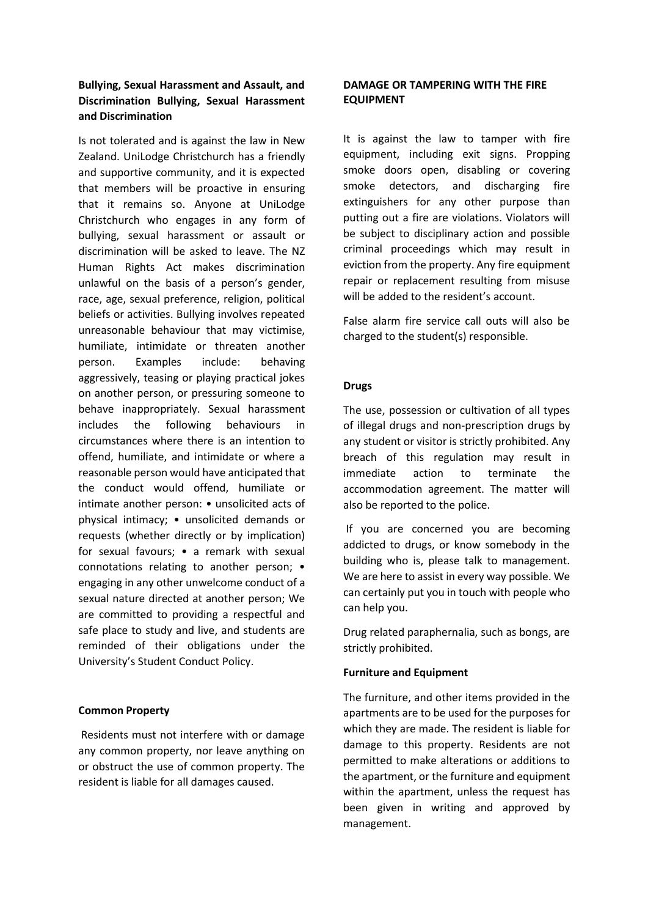### Bullying, Sexual Harassment and Assault, and Discrimination Bullying, Sexual Harassment and Discrimination

Is not tolerated and is against the law in New Zealand. UniLodge Christchurch has a friendly and supportive community, and it is expected that members will be proactive in ensuring that it remains so. Anyone at UniLodge Christchurch who engages in any form of bullying, sexual harassment or assault or discrimination will be asked to leave. The NZ Human Rights Act makes discrimination unlawful on the basis of a person's gender, race, age, sexual preference, religion, political beliefs or activities. Bullying involves repeated unreasonable behaviour that may victimise, humiliate, intimidate or threaten another person. Examples include: behaving aggressively, teasing or playing practical jokes on another person, or pressuring someone to behave inappropriately. Sexual harassment includes the following behaviours in circumstances where there is an intention to offend, humiliate, and intimidate or where a reasonable person would have anticipated that the conduct would offend, humiliate or intimate another person: • unsolicited acts of physical intimacy; • unsolicited demands or requests (whether directly or by implication) for sexual favours; • a remark with sexual connotations relating to another person; • engaging in any other unwelcome conduct of a sexual nature directed at another person; We are committed to providing a respectful and safe place to study and live, and students are reminded of their obligations under the University's Student Conduct Policy.

### Common Property

Residents must not interfere with or damage any common property, nor leave anything on or obstruct the use of common property. The resident is liable for all damages caused.

### DAMAGE OR TAMPERING WITH THE FIRE EQUIPMENT

It is against the law to tamper with fire equipment, including exit signs. Propping smoke doors open, disabling or covering smoke detectors, and discharging fire extinguishers for any other purpose than putting out a fire are violations. Violators will be subject to disciplinary action and possible criminal proceedings which may result in eviction from the property. Any fire equipment repair or replacement resulting from misuse will be added to the resident's account.

False alarm fire service call outs will also be charged to the student(s) responsible.

### Drugs

The use, possession or cultivation of all types of illegal drugs and non-prescription drugs by any student or visitor is strictly prohibited. Any breach of this regulation may result in immediate action to terminate the accommodation agreement. The matter will also be reported to the police.

If you are concerned you are becoming addicted to drugs, or know somebody in the building who is, please talk to management. We are here to assist in every way possible. We can certainly put you in touch with people who can help you.

Drug related paraphernalia, such as bongs, are strictly prohibited.

### Furniture and Equipment

The furniture, and other items provided in the apartments are to be used for the purposes for which they are made. The resident is liable for damage to this property. Residents are not permitted to make alterations or additions to the apartment, or the furniture and equipment within the apartment, unless the request has been given in writing and approved by management.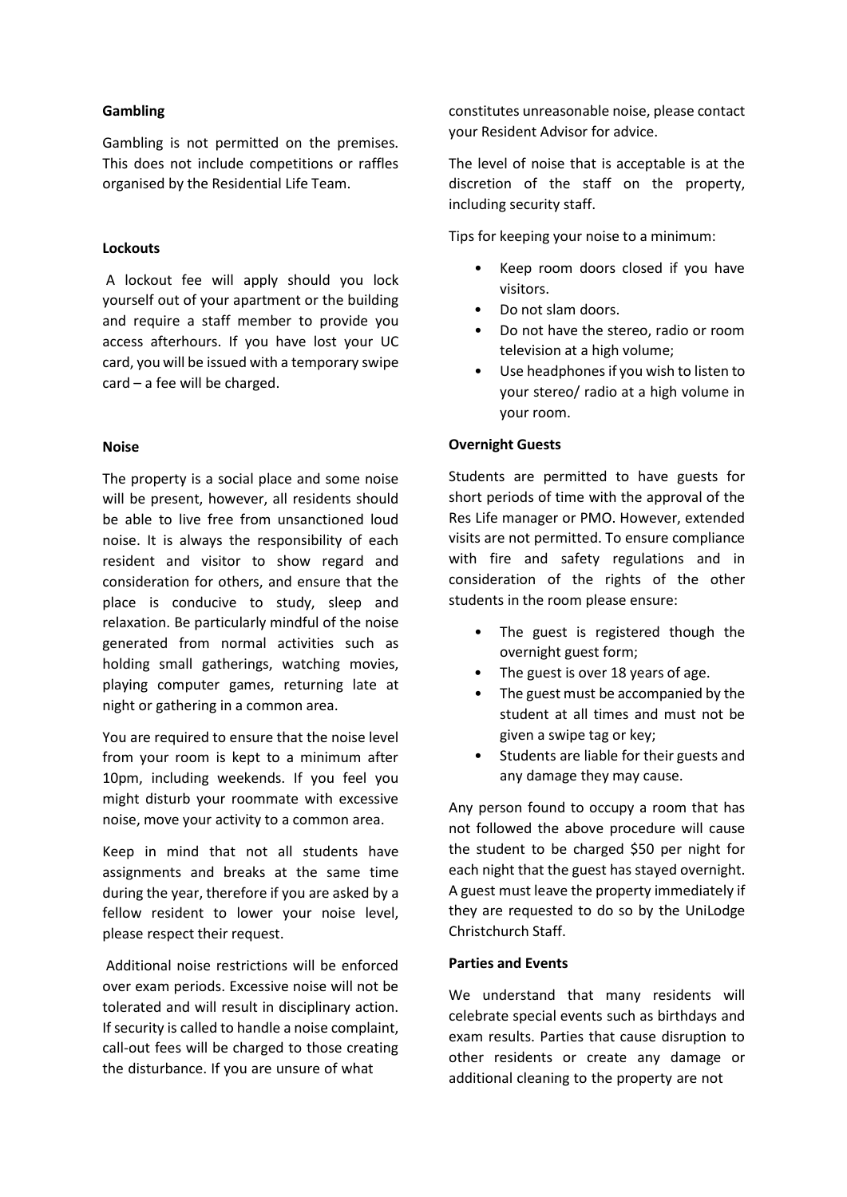### Gambling

Gambling is not permitted on the premises. This does not include competitions or raffles organised by the Residential Life Team.

### Lockouts

A lockout fee will apply should you lock yourself out of your apartment or the building and require a staff member to provide you access afterhours. If you have lost your UC card, you will be issued with a temporary swipe card – a fee will be charged.

### Noise

The property is a social place and some noise will be present, however, all residents should be able to live free from unsanctioned loud noise. It is always the responsibility of each resident and visitor to show regard and consideration for others, and ensure that the place is conducive to study, sleep and relaxation. Be particularly mindful of the noise generated from normal activities such as holding small gatherings, watching movies, playing computer games, returning late at night or gathering in a common area.

You are required to ensure that the noise level from your room is kept to a minimum after 10pm, including weekends. If you feel you might disturb your roommate with excessive noise, move your activity to a common area.

Keep in mind that not all students have assignments and breaks at the same time during the year, therefore if you are asked by a fellow resident to lower your noise level, please respect their request.

Additional noise restrictions will be enforced over exam periods. Excessive noise will not be tolerated and will result in disciplinary action. If security is called to handle a noise complaint, call-out fees will be charged to those creating the disturbance. If you are unsure of what constitutes unreasonable noise, please contact your Resident Advisor for advice.

The level of noise that is acceptable is at the discretion of the staff on the property, including security staff.

Tips for keeping your noise to a minimum:

- Keep room doors closed if you have visitors.
- Do not slam doors.
- Do not have the stereo, radio or room television at a high volume;
- Use headphones if you wish to listen to your stereo/ radio at a high volume in your room.

### Overnight Guests

Students are permitted to have guests for short periods of time with the approval of the Res Life manager or PMO. However, extended visits are not permitted. To ensure compliance with fire and safety regulations and in consideration of the rights of the other students in the room please ensure:

- The guest is registered though the overnight guest form;
- The guest is over 18 years of age.
- The guest must be accompanied by the student at all times and must not be given a swipe tag or key;
- Students are liable for their guests and any damage they may cause.

Any person found to occupy a room that has not followed the above procedure will cause the student to be charged $50 per night for each night that the guest has stayed overnight. A guest must leave the property immediately if they are requested to do so by the UniLodge Christchurch Staff.

### Parties and Events

We understand that many residents will celebrate special events such as birthdays and exam results. Parties that cause disruption to other residents or create any damage or additional cleaning to the property are not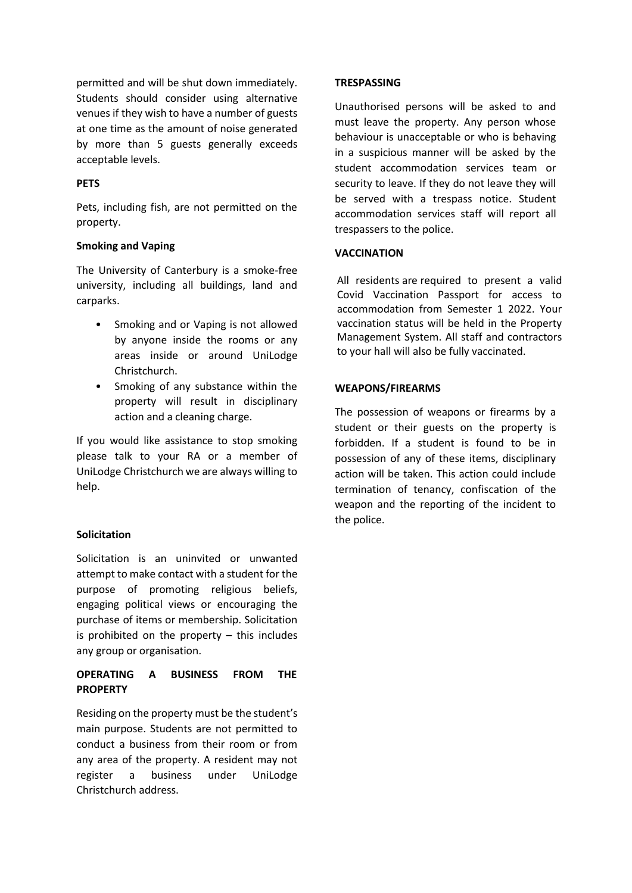permitted and will be shut down immediately. Students should consider using alternative venues if they wish to have a number of guests at one time as the amount of noise generated by more than 5 guests generally exceeds acceptable levels.

**PETS**

Pets, including fish, are not permitted on the property.

**Smoking and Vaping**

The University of Canterbury is a smoke-free university, including all buildings, land and carparks.

- Smoking and or Vaping is not allowed by anyone inside the rooms or any areas inside or around UniLodge Christchurch.
- Smoking of any substance within the property will result in disciplinary action and a cleaning charge.

If you would like assistance to stop smoking please talk to your RA or a member of UniLodge Christchurch we are always willing to help.

**Solicitation**

Solicitation is an uninvited or unwanted attempt to make contact with a student for the purpose of promoting religious beliefs, engaging political views or encouraging the purchase of items or membership. Solicitation is prohibited on the property – this includes any group or organisation.

**OPERATING A BUSINESS FROM THE PROPERTY**

Residing on the property must be the student's main purpose. Students are not permitted to conduct a business from their room or from any area of the property. A resident may not register a business under UniLodge Christchurch address.

**TRESPASSING**

Unauthorised persons will be asked to and must leave the property. Any person whose behaviour is unacceptable or who is behaving in a suspicious manner will be asked by the student accommodation services team or security to leave. If they do not leave they will be served with a trespass notice. Student accommodation services staff will report all trespassers to the police.

**VACCINATION**

All residents are required to present a valid Covid Vaccination Passport for access to accommodation from Semester 1 2022. Your vaccination status will be held in the Property Management System. All staff and contractors to your hall will also be fully vaccinated.

**WEAPONS/FIREARMS**

The possession of weapons or firearms by a student or their guests on the property is forbidden. If a student is found to be in possession of any of these items, disciplinary action will be taken. This action could include termination of tenancy, confiscation of the weapon and the reporting of the incident to the police.